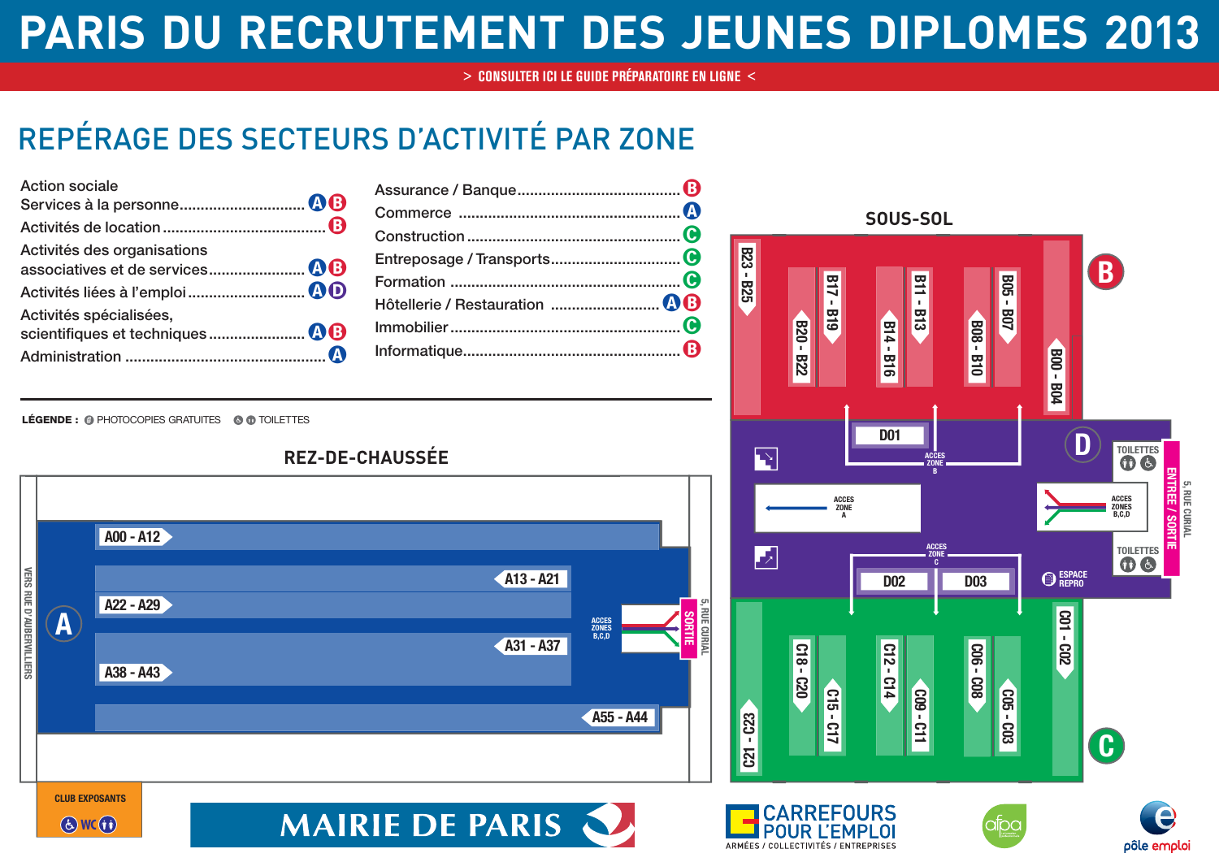# PARIS DU RECRUTEMENT DES JEUNES DIPLOMES 2013

> CONSULTER ICI LE GUIDE PRÉPARATOIRE EN LIGNE <

## REPÉRAGE DES SECTEURS D'ACTIVITÉ PAR ZONE

| Secteur | Zone(s) |
|---|---|
| Action sociale Services à la personne | A B |
| Activités de location | B |
| Activités des organisations associatives et de services | A B |
| Activités liées à l'emploi | A D |
| Activités spécialisées, scientifiques et techniques | A B |
| Administration | A |
| Assurance / Banque | B |
| Commerce | A |
| Construction | C |
| Entreposage / Transports | C |
| Formation | C |
| Hôtellerie / Restauration | A B |
| Immobilier | C |
| Informatique | B |

**LÉGENDE :** PHOTOCOPIES GRATUITES — TOILETTES

### REZ-DE-CHAUSSÉE

A

A00 - A12

A13 - A21

A22 - A29

A31 - A37

A38 - A43

A55 - A44

ACCES ZONES B,C,D

SORTIE

5, RUE CURIAL

VERS RUE D'AUBERVILLIERS

CLUB EXPOSANTS — WC

### SOUS-SOL

B

B23 - B25

B20 - B22

B17 - B19

B14 - B16

B11 - B13

B08 - B10

B05 - B07

B00 - B04

D

D01

ACCES ZONE B

ACCES ZONE A

ACCES ZONES B,C,D

ACCES ZONE C

D02

D03

TOILETTES

ESPACE REPRO

ENTREE / SORTIE

5, RUE CURIAL

C

C21 - C23

C18 - C20

C15 - C17

C12 - C14

C09 - C11

C06 - C08

C05 - C03

C01 - C02

MAIRIE DE PARIS

CARREFOURS POUR L'EMPLOI — ARMÉES / COLLECTIVITÉS / ENTREPRISES

afpa

pôle emploi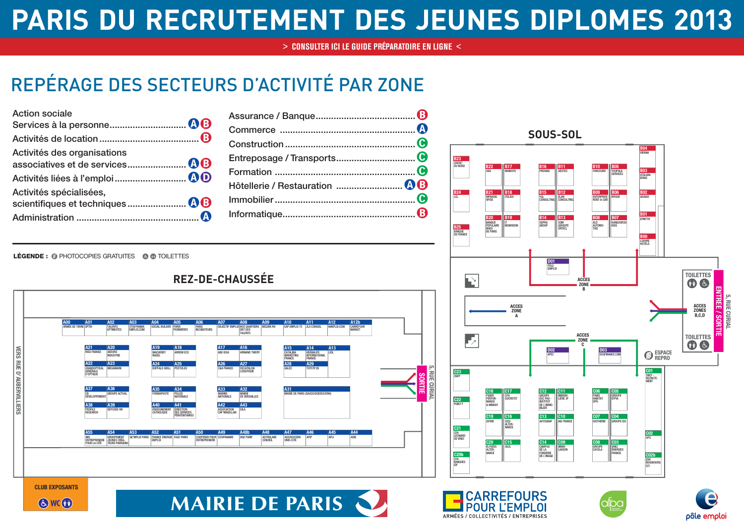# PARIS DU RECRUTEMENT DES JEUNES DIPLOMES 2013

> CONSULTER ICI LE GUIDE PRÉPARATOIRE EN LIGNE <

## REPÉRAGE DES SECTEURS D'ACTIVITÉ PAR ZONE

- Action sociale Services à la personne ...... A B
- Activités de location ...... B
- Activités des organisations associatives et de services ...... A B
- Activités liées à l'emploi ...... A D
- Activités spécialisées, scientifiques et techniques ...... A B
- Administration ...... A
- Assurance / Banque ...... B
- Commerce ...... A
- Construction ...... C
- Entreposage / Transports ...... C
- Formation ...... C
- Hôtellerie / Restauration ...... A B
- Immobilier ...... C
- Informatique ...... B

**LÉGENDE :** PHOTOCOPIES GRATUITES · TOILETTES

### REZ-DE-CHAUSSÉE

VERS RUE D'AUBERVILLIERS

SORTIE — 5, RUE CURIAL

- A00 ARMÉE DE TERRE
- A01 UPTH
- A02 TALENTS OPTIMISTES
- A03 STUDYRAMA EMPLOI.COM
- A04 SOCIAL BUILDER
- A05 PARIS PIONNIÈRES
- A06 PARIS INCUBATEURS
- A07 OBJECTIF EMPLOI
- A08 NOS QUARTIERS ONT DES TALENTS
- A09 MOZAIK RH
- A10 CAP EMPLOI 75
- A11 JLO CONSEIL
- A12 HANPLOI.COM
- A12b CARREFOUR MARKET
- A21 RISO FRANCE
- A20 AXEURO INDUSTRIE
- A22 GRANDOPTICAL GÉNÉRALE D'OPTIQUE
- A23 MEGAMARK
- A19 MACHEREY NAGEL
- A18 ARROW ECS
- A24 BUFFALO GRILL
- A25 POSTULEO
- A17 ABU ISSA
- A16 ARMAND THIERY
- A26 C&A FRANCE
- A27 DECATHLON LOGISTIQUE
- A15 CATALINA MARKETING FRANCE
- A14 HERBALIFE INTERNATIONAL FRANCE
- A13 LIDL
- A28 GALEC
- A29 TOYS'R'US
- A37 CB DÉVELOPPEMENT
- A36 GROUPE ACTUAL
- A38 PROFILE RESEARCH
- A39 ODYSSÉE RH
- A35 FORMAPOSTE
- A34 POLICE NATIONALE
- A40 ENSEIGNEMENT CATHOLIQUE
- A41 DIRECTION DES SERVICES PÉNITENTIAIRES
- A33 MARINE NATIONALE
- A32 MAIRIE DE VERSAILLES
- A42 ASSOCIATION CAP MAGELLAN
- A43 DILA
- A31 MAIRIE DE PARIS (DASCO/DDEEES/DRH)
- A55 IMS ENTREPRENDRE POUR LA CITÉ
- A54 GROUPEMENT JEUNES CRÉATEURS PARISIENS
- A53 GE'MPLOI PARIS
- A52 FRANCE ÉNERGIE EMPLOI
- A51 FACE PARIS
- A50 COOPÉRER POUR ENTREPRENDRE
- A49 COOPANAME
- A48b BGE PARIF
- A48 ASTROLABE CONSEIL
- A47 ASSOCIATION UNIS-CITÉ
- A46 AFIP
- A45 AFIJ
- A44 ADIE

CLUB EXPOSANTS — WC

### SOUS-SOL

- B23 CRÉDIT DU NORD
- B22 AXA
- B17 MAINSYS
- B16 PROXIAD
- B11 GÉOTEC
- B10 PARCOURS
- B05 YOOPALA SERVICES
- B04 VIENNA
- B03 ATALIAN-IDRAC
- B24 LCL
- B21 MPHASIS WYDE
- B18 ITELIOS
- B15 YGL CONSULTING
- B12 ELAN CONSULTING
- B09 ENTERPRISE RENT-A-CAR
- B06 IRFASE
- B02 ADAGIO
- B01 EPMITH
- B25 BANQUE DE FRANCE
- B20 BANQUE POPULAIRE RIVES DE PARIS
- B19 IT NEWVISION
- B14 SOPRA GROUP
- B13 SORI (GROUPE ORTEC)
- B08 ALD AUTOMOTIVE
- B07 KANGOUROU KIDS
- B00 LOUVRE HOTELS
- D01 PÔLE EMPLOI
- D02 APEC
- D03 DOGFINANCE.COM

ACCES ZONE A · ACCES ZONE B · ACCES ZONE C · ACCES ZONES B,C,D

TOILETTES · ESPACE REPRO

ENTRÉE / SORTIE — 5, RUE CURIAL

- C23 CNFP
- C22 POINT F
- C21 CFA LÉONARD DE VINCI
- C20b CFA BANQUES IDF
- C18 PIGIER PERFORMANCE & MBWAY
- C17 CFA DUCRETET
- C12 GROUPE ESC PAU - INSTITUT DE L'IMMOBILIER
- C11 IMMOBILIÈRE 3F
- C06 PARIS HABITAT OPH
- C05 GROUPE EFFIA
- C01 SNCF RECRUTEMENT
- C19 ISPEM
- C16 CESI ALTERNANCE
- C13 AUTOGRAF
- C10 IAD FRANCE
- C07 ISOTHERM
- C04 GROUPE IDS
- C20 ELYSÉES ALTERNANCE
- C15 ISCG
- C14 CAMPUS DE LA FONDERIE DE L'IMAGE
- C09 IMMO-LIAISON
- C08 GROUPE CAYOLA
- C03 VINCI ENERGIES FRANCE
- C02 UPS
- C02b ERA BEAUBOURG GTI

MAIRIE DE PARIS · CARREFOURS POUR L'EMPLOI — ARMÉES / COLLECTIVITÉS / ENTREPRISES · afpa · pôle emploi